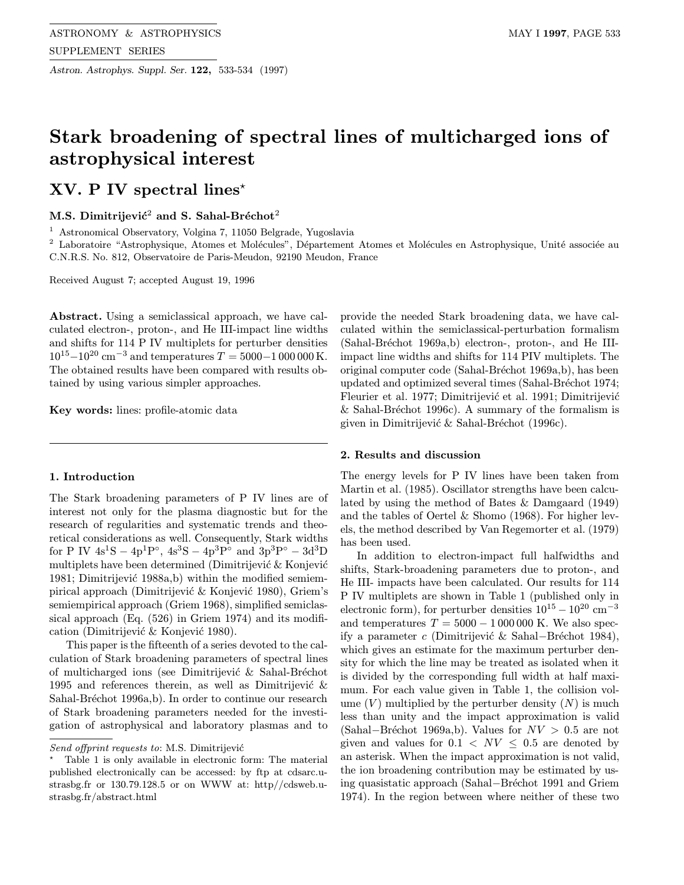# Stark broadening of spectral lines of multicharged ions of astrophysical interest

## XV. P IV spectral lines*

**M.S. Dimitrijević[2] and S. Sahal-Bréchot[2]**

[1] Astronomical Observatory, Volgina 7, 11050 Belgrade, Yugoslavia

[2] Laboratoire "Astrophysique, Atomes et Molécules", Département Atomes et Molécules en Astrophysique, Unité associée au C.N.R.S. No. 812, Observatoire de Paris-Meudon, 92190 Meudon, France

Received August 7; accepted August 19, 1996

**Abstract.** Using a semiclassical approach, we have calculated electron-, proton-, and He III-impact line widths and shifts for 114 P IV multiplets for perturber densities $10^{15}-10^{20}$ cm$^{-3}$ and temperatures $T = 5000-1\,000\,000$ K. The obtained results have been compared with results obtained by using various simpler approaches.

**Key words:** lines: profile-atomic data

### 1. Introduction

The Stark broadening parameters of P IV lines are of interest not only for the plasma diagnostic but for the research of regularities and systematic trends and theoretical considerations as well. Consequently, Stark widths for P IV $4s^1S-4p^1P^\circ$, $4s^3S-4p^3P^\circ$ and $3p^3P^\circ-3d^3D$ multiplets have been determined (Dimitrijević & Konjević 1981; Dimitrijević 1988a,b) within the modified semiempirical approach (Dimitrijević & Konjević 1980), Griem's semiempirical approach (Griem 1968), simplified semiclassical approach (Eq. (526) in Griem 1974) and its modification (Dimitrijević & Konjević 1980).

This paper is the fifteenth of a series devoted to the calculation of Stark broadening parameters of spectral lines of multicharged ions (see Dimitrijević & Sahal-Bréchot 1995 and references therein, as well as Dimitrijević & Sahal-Bréchot 1996a,b). In order to continue our research of Stark broadening parameters needed for the investigation of astrophysical and laboratory plasmas and to provide the needed Stark broadening data, we have calculated within the semiclassical-perturbation formalism (Sahal-Bréchot 1969a,b) electron-, proton-, and He III-impact line widths and shifts for 114 PIV multiplets. The original computer code (Sahal-Bréchot 1969a,b), has been updated and optimized several times (Sahal-Bréchot 1974; Fleurier et al. 1977; Dimitrijević et al. 1991; Dimitrijević & Sahal-Bréchot 1996c). A summary of the formalism is given in Dimitrijević & Sahal-Bréchot (1996c).

### 2. Results and discussion

The energy levels for P IV lines have been taken from Martin et al. (1985). Oscillator strengths have been calculated by using the method of Bates & Damgaard (1949) and the tables of Oertel & Shomo (1968). For higher levels, the method described by Van Regemorter et al. (1979) has been used.

In addition to electron-impact full halfwidths and shifts, Stark-broadening parameters due to proton-, and He III- impacts have been calculated. Our results for 114 P IV multiplets are shown in Table 1 (published only in electronic form), for perturber densities $10^{15}-10^{20}$ cm$^{-3}$ and temperatures $T = 5000-1\,000\,000$ K. We also specify a parameter $c$ (Dimitrijević & Sahal−Bréchot 1984), which gives an estimate for the maximum perturber density for which the line may be treated as isolated when it is divided by the corresponding full width at half maximum. For each value given in Table 1, the collision volume ($V$) multiplied by the perturber density ($N$) is much less than unity and the impact approximation is valid (Sahal−Bréchot 1969a,b). Values for $NV > 0.5$ are not given and values for $0.1 < NV \leq 0.5$ are denoted by an asterisk. When the impact approximation is not valid, the ion broadening contribution may be estimated by using quasistatic approach (Sahal−Bréchot 1991 and Griem 1974). In the region between where neither of these two

---

*Send offprint requests to*: M.S. Dimitrijević

* Table 1 is only available in electronic form: The material published electronically can be accessed: by ftp at cdsarc.u-strasbg.fr or 130.79.128.5 or on WWW at: http//cdsweb.u-strasbg.fr/abstract.html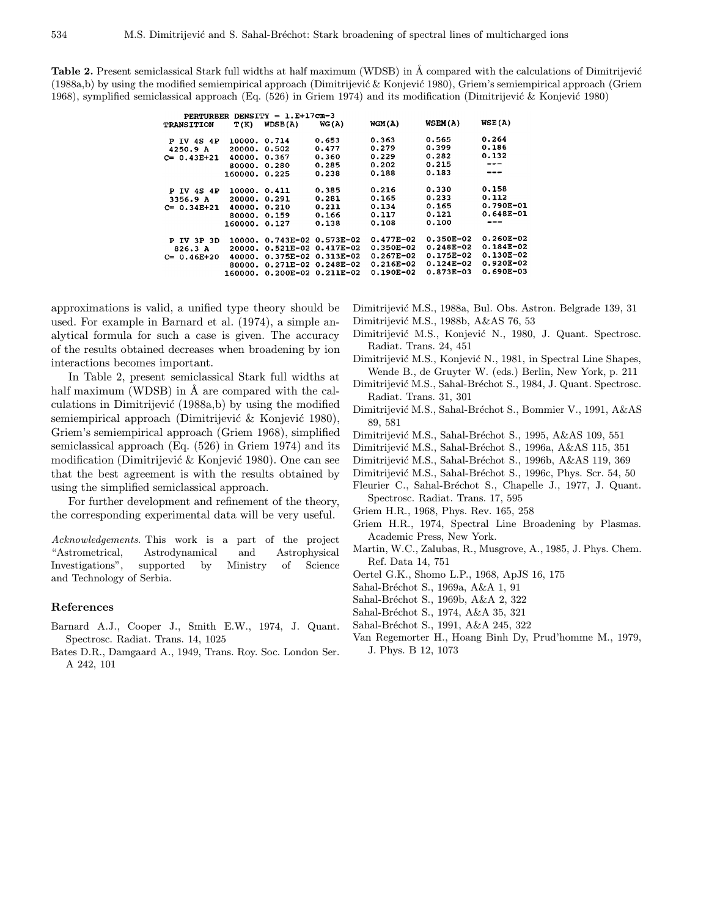**Table 2.** Present semiclassical Stark full widths at half maximum (WDSB) in Å compared with the calculations of Dimitrijević (1988a,b) by using the modified semiempirical approach (Dimitrijević & Konjević 1980), Griem's semiempirical approach (Griem 1968), symplified semiclassical approach (Eq. (526) in Griem 1974) and its modification (Dimitrijević & Konjević 1980)

PERTURBER DENSITY = 1.E+17cm-3

| TRANSITION | T(K) | WDSB(A) | WG(A) | WGM(A) | WSEM(A) | WSE(A) |
|---|---|---|---|---|---|---|
| P IV 4S 4P | 10000. | 0.714 | 0.653 | 0.363 | 0.565 | 0.264 |
| 4250.9 A | 20000. | 0.502 | 0.477 | 0.279 | 0.399 | 0.186 |
| C= 0.43E+21 | 40000. | 0.367 | 0.360 | 0.229 | 0.282 | 0.132 |
| | 80000. | 0.280 | 0.285 | 0.202 | 0.215 | --- |
| | 160000. | 0.225 | 0.238 | 0.188 | 0.183 | --- |
| P IV 4S 4P | 10000. | 0.411 | 0.385 | 0.216 | 0.330 | 0.158 |
| 3356.9 A | 20000. | 0.291 | 0.281 | 0.165 | 0.233 | 0.112 |
| C= 0.34E+21 | 40000. | 0.210 | 0.211 | 0.134 | 0.165 | 0.790E-01 |
| | 80000. | 0.159 | 0.166 | 0.117 | 0.121 | 0.648E-01 |
| | 160000. | 0.127 | 0.138 | 0.108 | 0.100 | --- |
| P IV 3P 3D | 10000. | 0.743E-02 | 0.573E-02 | 0.477E-02 | 0.350E-02 | 0.260E-02 |
| 826.3 A | 20000. | 0.521E-02 | 0.417E-02 | 0.350E-02 | 0.248E-02 | 0.184E-02 |
| C= 0.46E+20 | 40000. | 0.375E-02 | 0.313E-02 | 0.267E-02 | 0.175E-02 | 0.130E-02 |
| | 80000. | 0.271E-02 | 0.248E-02 | 0.216E-02 | 0.124E-02 | 0.920E-02 |
| | 160000. | 0.200E-02 | 0.211E-02 | 0.190E-02 | 0.873E-03 | 0.690E-03 |

approximations is valid, a unified type theory should be used. For example in Barnard et al. (1974), a simple analytical formula for such a case is given. The accuracy of the results obtained decreases when broadening by ion interactions becomes important.

In Table 2, present semiclassical Stark full widths at half maximum (WDSB) in Å are compared with the calculations in Dimitrijević (1988a,b) by using the modified semiempirical approach (Dimitrijević & Konjević 1980), Griem's semiempirical approach (Griem 1968), simplified semiclassical approach (Eq. (526) in Griem 1974) and its modification (Dimitrijević & Konjević 1980). One can see that the best agreement is with the results obtained by using the simplified semiclassical approach.

For further development and refinement of the theory, the corresponding experimental data will be very useful.

*Acknowledgements.* This work is a part of the project "Astrometrical, Astrodynamical and Astrophysical Investigations", supported by Ministry of Science and Technology of Serbia.

## References

Barnard A.J., Cooper J., Smith E.W., 1974, J. Quant. Spectrosc. Radiat. Trans. 14, 1025

Bates D.R., Damgaard A., 1949, Trans. Roy. Soc. London Ser. A 242, 101

Dimitrijević M.S., 1988a, Bul. Obs. Astron. Belgrade 139, 31

Dimitrijević M.S., 1988b, A&AS 76, 53

Dimitrijević M.S., Konjević N., 1980, J. Quant. Spectrosc. Radiat. Trans. 24, 451

Dimitrijević M.S., Konjević N., 1981, in Spectral Line Shapes, Wende B., de Gruyter W. (eds.) Berlin, New York, p. 211

Dimitrijević M.S., Sahal-Bréchot S., 1984, J. Quant. Spectrosc. Radiat. Trans. 31, 301

Dimitrijević M.S., Sahal-Bréchot S., Bommier V., 1991, A&AS 89, 581

Dimitrijević M.S., Sahal-Bréchot S., 1995, A&AS 109, 551

Dimitrijević M.S., Sahal-Bréchot S., 1996a, A&AS 115, 351

Dimitrijević M.S., Sahal-Bréchot S., 1996b, A&AS 119, 369

Dimitrijević M.S., Sahal-Bréchot S., 1996c, Phys. Scr. 54, 50

Fleurier C., Sahal-Bréchot S., Chapelle J., 1977, J. Quant. Spectrosc. Radiat. Trans. 17, 595

Griem H.R., 1968, Phys. Rev. 165, 258

Griem H.R., 1974, Spectral Line Broadening by Plasmas. Academic Press, New York.

Martin, W.C., Zalubas, R., Musgrove, A., 1985, J. Phys. Chem. Ref. Data 14, 751

Oertel G.K., Shomo L.P., 1968, ApJS 16, 175

Sahal-Bréchot S., 1969a, A&A 1, 91

Sahal-Bréchot S., 1969b, A&A 2, 322

Sahal-Bréchot S., 1974, A&A 35, 321

Sahal-Bréchot S., 1991, A&A 245, 322

Van Regemorter H., Hoang Binh Dy, Prud'homme M., 1979, J. Phys. B 12, 1073